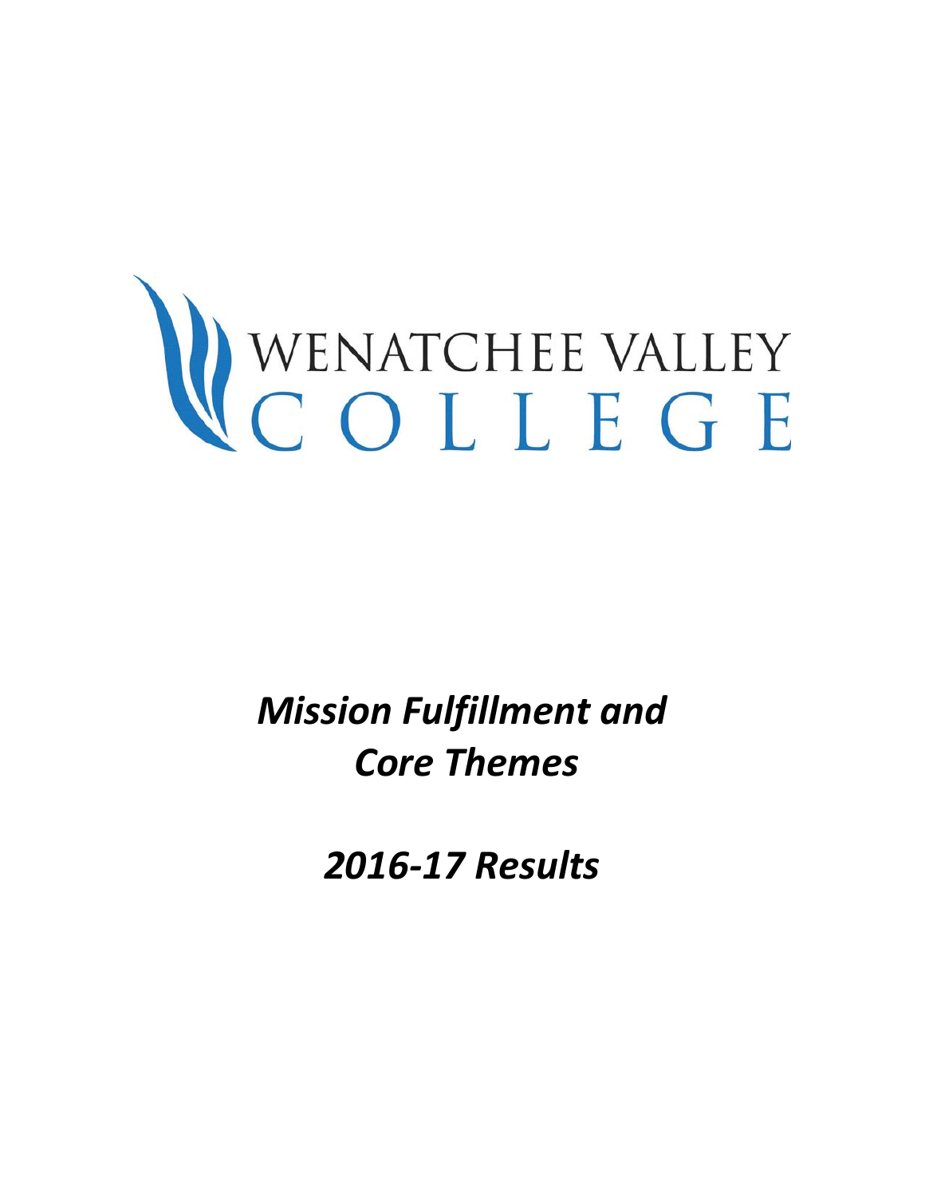WENATCHEE VALLEY
COLLEGE

# *Mission Fulfillment and Core Themes*

# *2016-17 Results*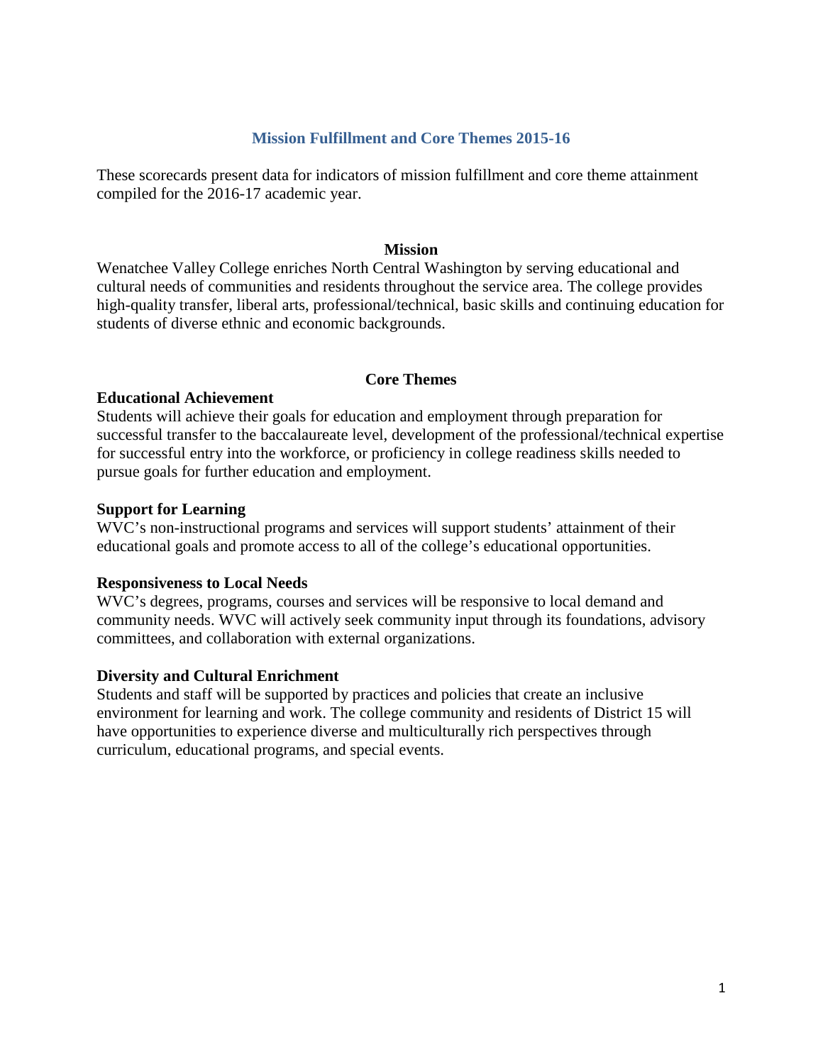# Mission Fulfillment and Core Themes 2015-16

These scorecards present data for indicators of mission fulfillment and core theme attainment compiled for the 2016-17 academic year.

## Mission

Wenatchee Valley College enriches North Central Washington by serving educational and cultural needs of communities and residents throughout the service area. The college provides high-quality transfer, liberal arts, professional/technical, basic skills and continuing education for students of diverse ethnic and economic backgrounds.

## Core Themes

### Educational Achievement

Students will achieve their goals for education and employment through preparation for successful transfer to the baccalaureate level, development of the professional/technical expertise for successful entry into the workforce, or proficiency in college readiness skills needed to pursue goals for further education and employment.

### Support for Learning

WVC's non-instructional programs and services will support students' attainment of their educational goals and promote access to all of the college's educational opportunities.

### Responsiveness to Local Needs

WVC's degrees, programs, courses and services will be responsive to local demand and community needs. WVC will actively seek community input through its foundations, advisory committees, and collaboration with external organizations.

### Diversity and Cultural Enrichment

Students and staff will be supported by practices and policies that create an inclusive environment for learning and work. The college community and residents of District 15 will have opportunities to experience diverse and multiculturally rich perspectives through curriculum, educational programs, and special events.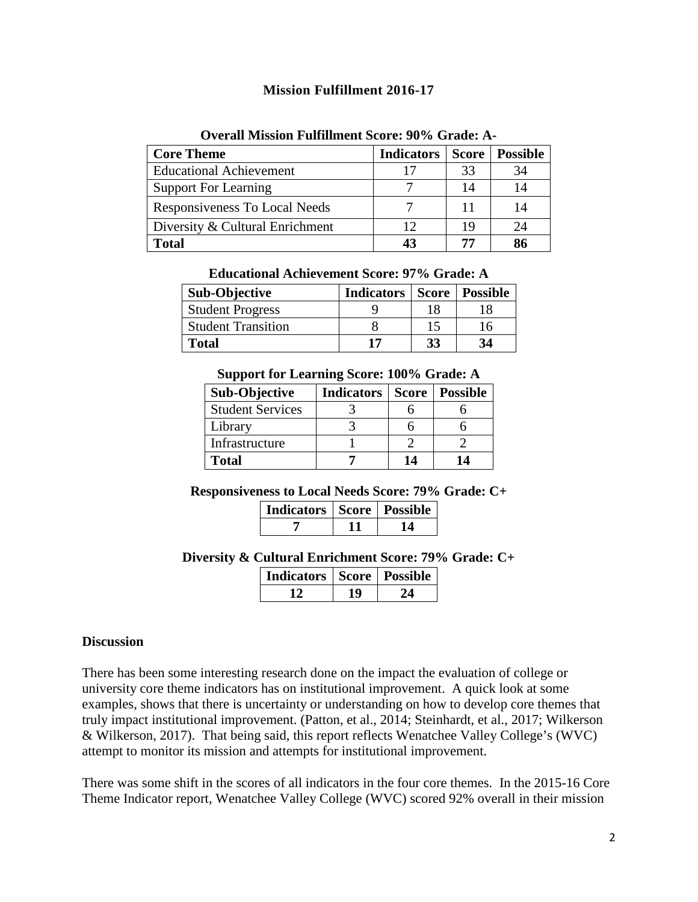## Mission Fulfillment 2016-17

**Overall Mission Fulfillment Score: 90% Grade: A-**

| Core Theme | Indicators | Score | Possible |
|---|---|---|---|
| Educational Achievement | 17 | 33 | 34 |
| Support For Learning | 7 | 14 | 14 |
| Responsiveness To Local Needs | 7 | 11 | 14 |
| Diversity & Cultural Enrichment | 12 | 19 | 24 |
| **Total** | **43** | **77** | **86** |

**Educational Achievement Score: 97% Grade: A**

| Sub-Objective | Indicators | Score | Possible |
|---|---|---|---|
| Student Progress | 9 | 18 | 18 |
| Student Transition | 8 | 15 | 16 |
| **Total** | **17** | **33** | **34** |

**Support for Learning Score: 100% Grade: A**

| Sub-Objective | Indicators | Score | Possible |
|---|---|---|---|
| Student Services | 3 | 6 | 6 |
| Library | 3 | 6 | 6 |
| Infrastructure | 1 | 2 | 2 |
| **Total** | **7** | **14** | **14** |

**Responsiveness to Local Needs Score: 79% Grade: C+**

| Indicators | Score | Possible |
|---|---|---|
| **7** | **11** | **14** |

**Diversity & Cultural Enrichment Score: 79% Grade: C+**

| Indicators | Score | Possible |
|---|---|---|
| **12** | **19** | **24** |

### Discussion

There has been some interesting research done on the impact the evaluation of college or university core theme indicators has on institutional improvement. A quick look at some examples, shows that there is uncertainty or understanding on how to develop core themes that truly impact institutional improvement. (Patton, et al., 2014; Steinhardt, et al., 2017; Wilkerson & Wilkerson, 2017). That being said, this report reflects Wenatchee Valley College's (WVC) attempt to monitor its mission and attempts for institutional improvement.

There was some shift in the scores of all indicators in the four core themes. In the 2015-16 Core Theme Indicator report, Wenatchee Valley College (WVC) scored 92% overall in their mission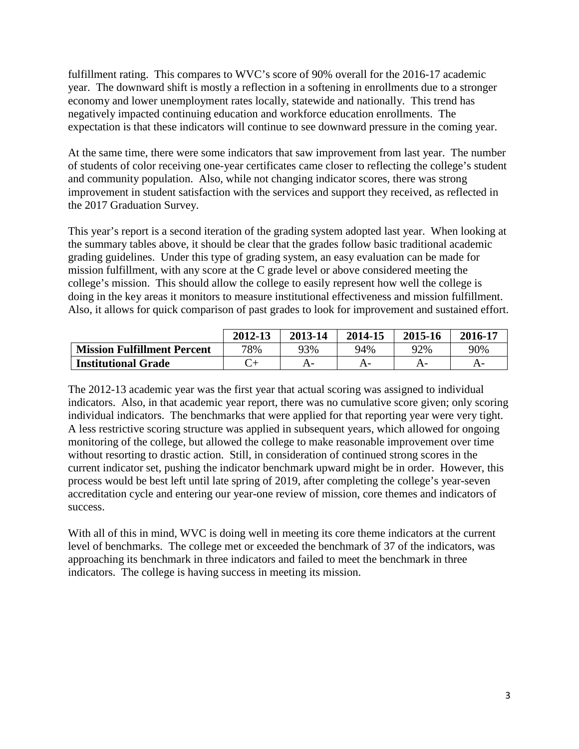fulfillment rating. This compares to WVC's score of 90% overall for the 2016-17 academic year. The downward shift is mostly a reflection in a softening in enrollments due to a stronger economy and lower unemployment rates locally, statewide and nationally. This trend has negatively impacted continuing education and workforce education enrollments. The expectation is that these indicators will continue to see downward pressure in the coming year.

At the same time, there were some indicators that saw improvement from last year. The number of students of color receiving one-year certificates came closer to reflecting the college's student and community population. Also, while not changing indicator scores, there was strong improvement in student satisfaction with the services and support they received, as reflected in the 2017 Graduation Survey.

This year's report is a second iteration of the grading system adopted last year. When looking at the summary tables above, it should be clear that the grades follow basic traditional academic grading guidelines. Under this type of grading system, an easy evaluation can be made for mission fulfillment, with any score at the C grade level or above considered meeting the college's mission. This should allow the college to easily represent how well the college is doing in the key areas it monitors to measure institutional effectiveness and mission fulfillment. Also, it allows for quick comparison of past grades to look for improvement and sustained effort.

| | **2012-13** | **2013-14** | **2014-15** | **2015-16** | **2016-17** |
|---|---|---|---|---|---|
| **Mission Fulfillment Percent** | 78% | 93% | 94% | 92% | 90% |
| **Institutional Grade** | C+ | A- | A- | A- | A- |

The 2012-13 academic year was the first year that actual scoring was assigned to individual indicators. Also, in that academic year report, there was no cumulative score given; only scoring individual indicators. The benchmarks that were applied for that reporting year were very tight. A less restrictive scoring structure was applied in subsequent years, which allowed for ongoing monitoring of the college, but allowed the college to make reasonable improvement over time without resorting to drastic action. Still, in consideration of continued strong scores in the current indicator set, pushing the indicator benchmark upward might be in order. However, this process would be best left until late spring of 2019, after completing the college's year-seven accreditation cycle and entering our year-one review of mission, core themes and indicators of success.

With all of this in mind, WVC is doing well in meeting its core theme indicators at the current level of benchmarks. The college met or exceeded the benchmark of 37 of the indicators, was approaching its benchmark in three indicators and failed to meet the benchmark in three indicators. The college is having success in meeting its mission.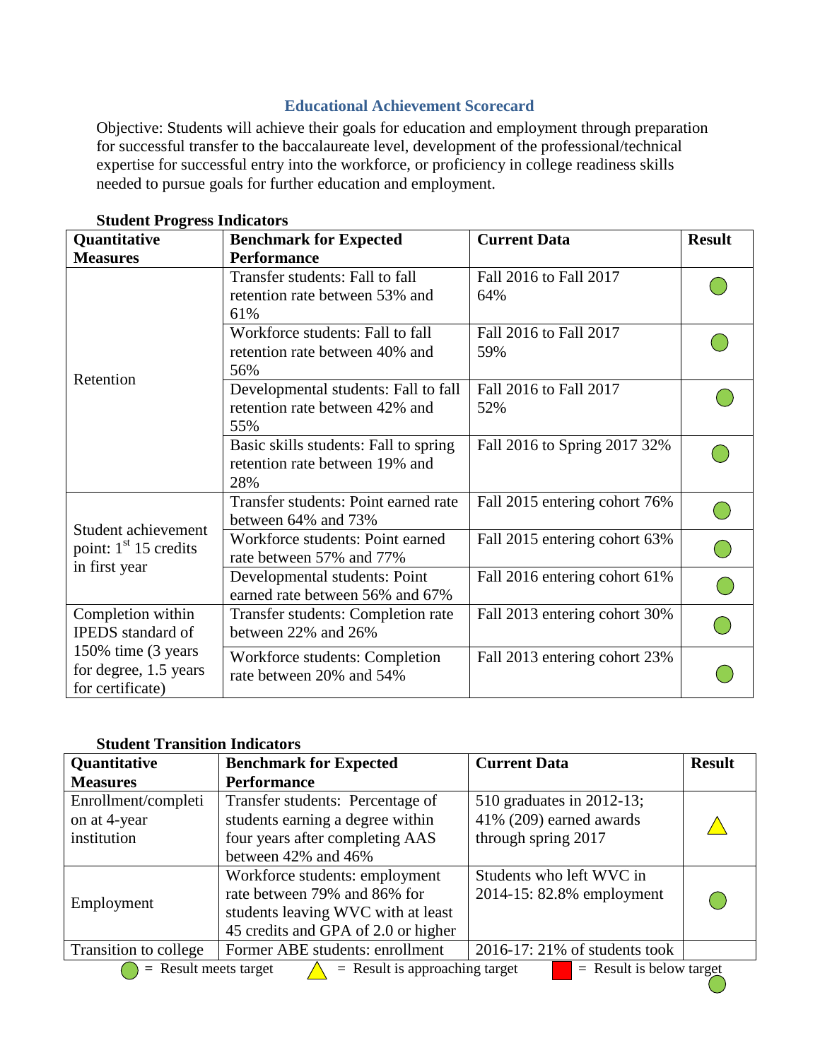## Educational Achievement Scorecard

Objective: Students will achieve their goals for education and employment through preparation for successful transfer to the baccalaureate level, development of the professional/technical expertise for successful entry into the workforce, or proficiency in college readiness skills needed to pursue goals for further education and employment.

**Student Progress Indicators**

| Quantitative Measures | Benchmark for Expected Performance | Current Data | Result |
|---|---|---|---|
| Retention | Transfer students: Fall to fall retention rate between 53% and 61% | Fall 2016 to Fall 2017 64% | ● (Result meets target) |
| | Workforce students: Fall to fall retention rate between 40% and 56% | Fall 2016 to Fall 2017 59% | ● (Result meets target) |
| | Developmental students: Fall to fall retention rate between 42% and 55% | Fall 2016 to Fall 2017 52% | ● (Result meets target) |
| | Basic skills students: Fall to spring retention rate between 19% and 28% | Fall 2016 to Spring 2017 32% | ● (Result meets target) |
| Student achievement point: 1st 15 credits in first year | Transfer students: Point earned rate between 64% and 73% | Fall 2015 entering cohort 76% | ● (Result meets target) |
| | Workforce students: Point earned rate between 57% and 77% | Fall 2015 entering cohort 63% | ● (Result meets target) |
| | Developmental students: Point earned rate between 56% and 67% | Fall 2016 entering cohort 61% | ● (Result meets target) |
| Completion within IPEDS standard of 150% time (3 years for degree, 1.5 years for certificate) | Transfer students: Completion rate between 22% and 26% | Fall 2013 entering cohort 30% | ● (Result meets target) |
| | Workforce students: Completion rate between 20% and 54% | Fall 2013 entering cohort 23% | ● (Result meets target) |

**Student Transition Indicators**

| Quantitative Measures | Benchmark for Expected Performance | Current Data | Result |
|---|---|---|---|
| Enrollment/completion at 4-year institution | Transfer students: Percentage of students earning a degree within four years after completing AAS between 42% and 46% | 510 graduates in 2012-13; 41% (209) earned awards through spring 2017 | ▲ (Result is approaching target) |
| Employment | Workforce students: employment rate between 79% and 86% for students leaving WVC with at least 45 credits and GPA of 2.0 or higher | Students who left WVC in 2014-15: 82.8% employment | ● (Result meets target) |
| Transition to college | Former ABE students: enrollment | 2016-17: 21% of students took | ● (Result meets target) |

● = Result meets target ▲ = Result is approaching target ■ = Result is below target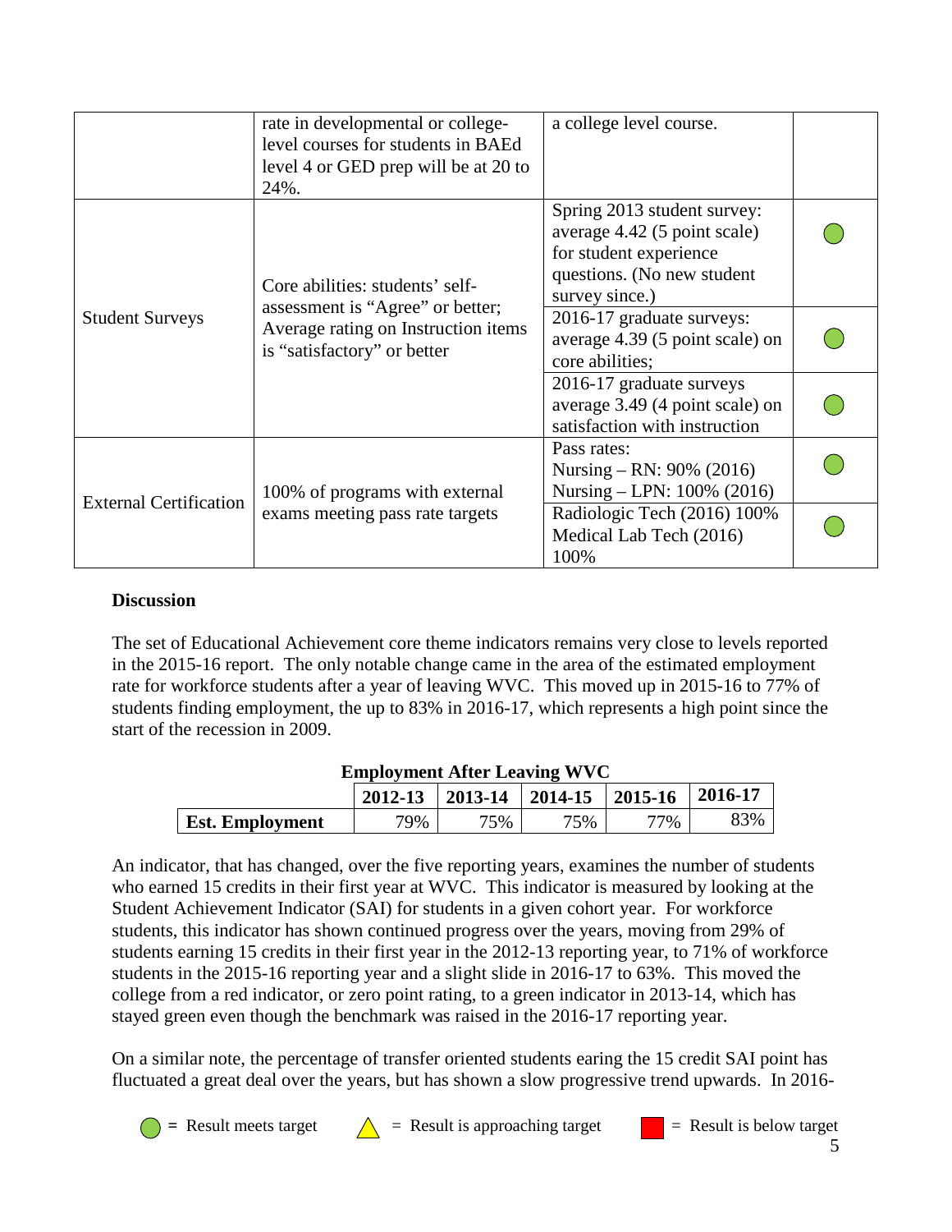|  |  |  |  |
|---|---|---|---|
|  | rate in developmental or college-level courses for students in BAEd level 4 or GED prep will be at 20 to 24%. | a college level course. |  |
| Student Surveys | Core abilities: students' self-assessment is "Agree" or better; Average rating on Instruction items is "satisfactory" or better | Spring 2013 student survey: average 4.42 (5 point scale) for student experience questions. (No new student survey since.) | ● |
|  |  | 2016-17 graduate surveys: average 4.39 (5 point scale) on core abilities; | ● |
|  |  | 2016-17 graduate surveys average 3.49 (4 point scale) on satisfaction with instruction | ● |
| External Certification | 100% of programs with external exams meeting pass rate targets | Pass rates: Nursing – RN: 90% (2016) Nursing – LPN: 100% (2016) | ● |
|  |  | Radiologic Tech (2016) 100% Medical Lab Tech (2016) 100% | ● |

**Discussion**

The set of Educational Achievement core theme indicators remains very close to levels reported in the 2015-16 report. The only notable change came in the area of the estimated employment rate for workforce students after a year of leaving WVC. This moved up in 2015-16 to 77% of students finding employment, the up to 83% in 2016-17, which represents a high point since the start of the recession in 2009.

**Employment After Leaving WVC**

|  | 2012-13 | 2013-14 | 2014-15 | 2015-16 | 2016-17 |
|---|---|---|---|---|---|
| **Est. Employment** | 79% | 75% | 75% | 77% | 83% |

An indicator, that has changed, over the five reporting years, examines the number of students who earned 15 credits in their first year at WVC. This indicator is measured by looking at the Student Achievement Indicator (SAI) for students in a given cohort year. For workforce students, this indicator has shown continued progress over the years, moving from 29% of students earning 15 credits in their first year in the 2012-13 reporting year, to 71% of workforce students in the 2015-16 reporting year and a slight slide in 2016-17 to 63%. This moved the college from a red indicator, or zero point rating, to a green indicator in 2013-14, which has stayed green even though the benchmark was raised in the 2016-17 reporting year.

On a similar note, the percentage of transfer oriented students earing the 15 credit SAI point has fluctuated a great deal over the years, but has shown a slow progressive trend upwards. In 2016-

● = Result meets target ▲ = Result is approaching target ■ = Result is below target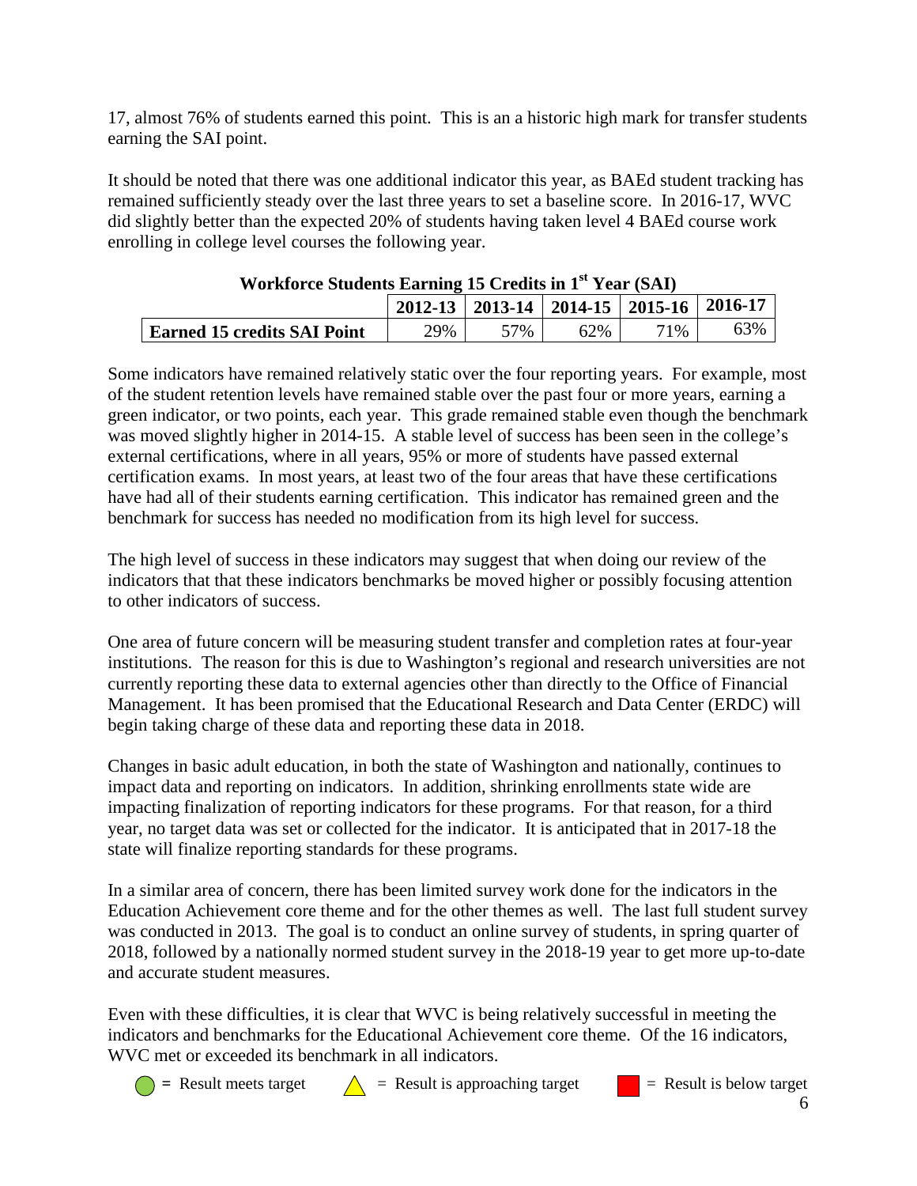17, almost 76% of students earned this point. This is an a historic high mark for transfer students earning the SAI point.

It should be noted that there was one additional indicator this year, as BAEd student tracking has remained sufficiently steady over the last three years to set a baseline score. In 2016-17, WVC did slightly better than the expected 20% of students having taken level 4 BAEd course work enrolling in college level courses the following year.

**Workforce Students Earning 15 Credits in 1st Year (SAI)**

| | 2012-13 | 2013-14 | 2014-15 | 2015-16 | 2016-17 |
|---|---|---|---|---|---|
| **Earned 15 credits SAI Point** | 29% | 57% | 62% | 71% | 63% |

Some indicators have remained relatively static over the four reporting years. For example, most of the student retention levels have remained stable over the past four or more years, earning a green indicator, or two points, each year. This grade remained stable even though the benchmark was moved slightly higher in 2014-15. A stable level of success has been seen in the college's external certifications, where in all years, 95% or more of students have passed external certification exams. In most years, at least two of the four areas that have these certifications have had all of their students earning certification. This indicator has remained green and the benchmark for success has needed no modification from its high level for success.

The high level of success in these indicators may suggest that when doing our review of the indicators that that these indicators benchmarks be moved higher or possibly focusing attention to other indicators of success.

One area of future concern will be measuring student transfer and completion rates at four-year institutions. The reason for this is due to Washington's regional and research universities are not currently reporting these data to external agencies other than directly to the Office of Financial Management. It has been promised that the Educational Research and Data Center (ERDC) will begin taking charge of these data and reporting these data in 2018.

Changes in basic adult education, in both the state of Washington and nationally, continues to impact data and reporting on indicators. In addition, shrinking enrollments state wide are impacting finalization of reporting indicators for these programs. For that reason, for a third year, no target data was set or collected for the indicator. It is anticipated that in 2017-18 the state will finalize reporting standards for these programs.

In a similar area of concern, there has been limited survey work done for the indicators in the Education Achievement core theme and for the other themes as well. The last full student survey was conducted in 2013. The goal is to conduct an online survey of students, in spring quarter of 2018, followed by a nationally normed student survey in the 2018-19 year to get more up-to-date and accurate student measures.

Even with these difficulties, it is clear that WVC is being relatively successful in meeting the indicators and benchmarks for the Educational Achievement core theme. Of the 16 indicators, WVC met or exceeded its benchmark in all indicators.

● = Result meets target    △ = Result is approaching target    ■ = Result is below target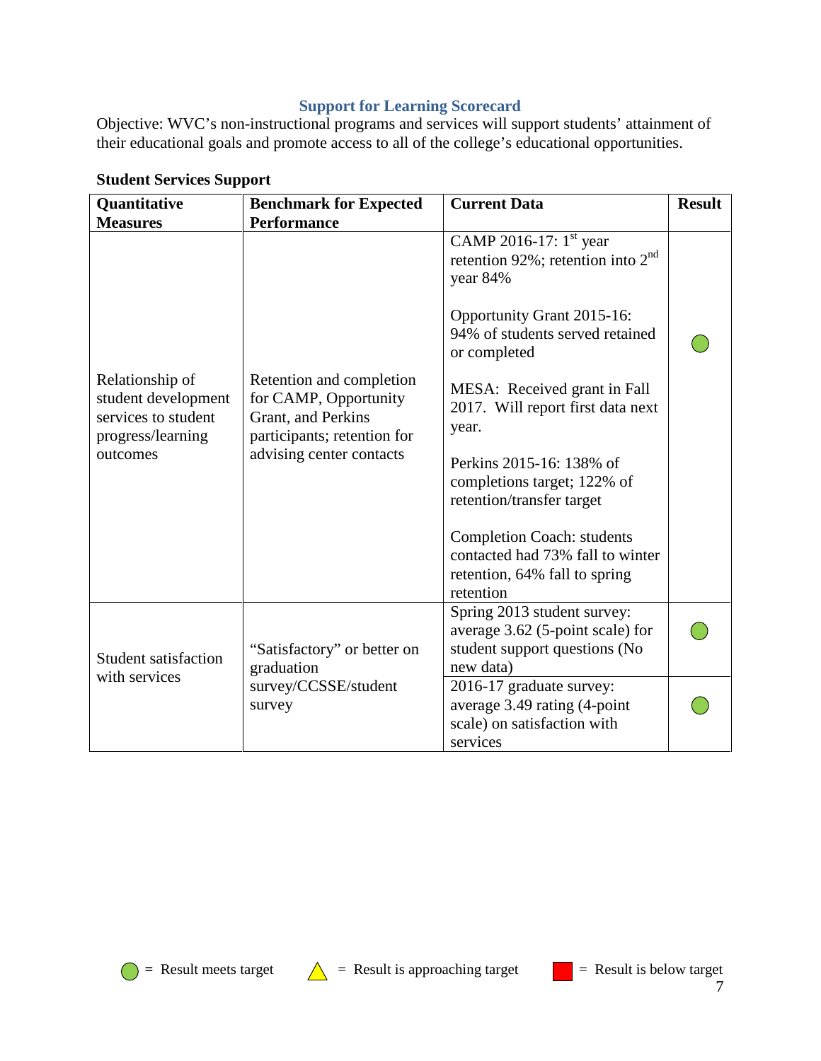## Support for Learning Scorecard

Objective: WVC's non-instructional programs and services will support students' attainment of their educational goals and promote access to all of the college's educational opportunities.

**Student Services Support**

| Quantitative Measures | Benchmark for Expected Performance | Current Data | Result |
|---|---|---|---|
| Relationship of student development services to student progress/learning outcomes | Retention and completion for CAMP, Opportunity Grant, and Perkins participants; retention for advising center contacts | CAMP 2016-17: 1st year retention 92%; retention into 2nd year 84%<br><br>Opportunity Grant 2015-16: 94% of students served retained or completed<br><br>MESA: Received grant in Fall 2017. Will report first data next year.<br><br>Perkins 2015-16: 138% of completions target; 122% of retention/transfer target<br><br>Completion Coach: students contacted had 73% fall to winter retention, 64% fall to spring retention | ● (green) |
| Student satisfaction with services | "Satisfactory" or better on graduation survey/CCSSE/student survey | Spring 2013 student survey: average 3.62 (5-point scale) for student support questions (No new data) | ● (green) |
| | | 2016-17 graduate survey: average 3.49 rating (4-point scale) on satisfaction with services | ● (green) |

● (green) = Result meets target ▲ (yellow) = Result is approaching target ■ (red) = Result is below target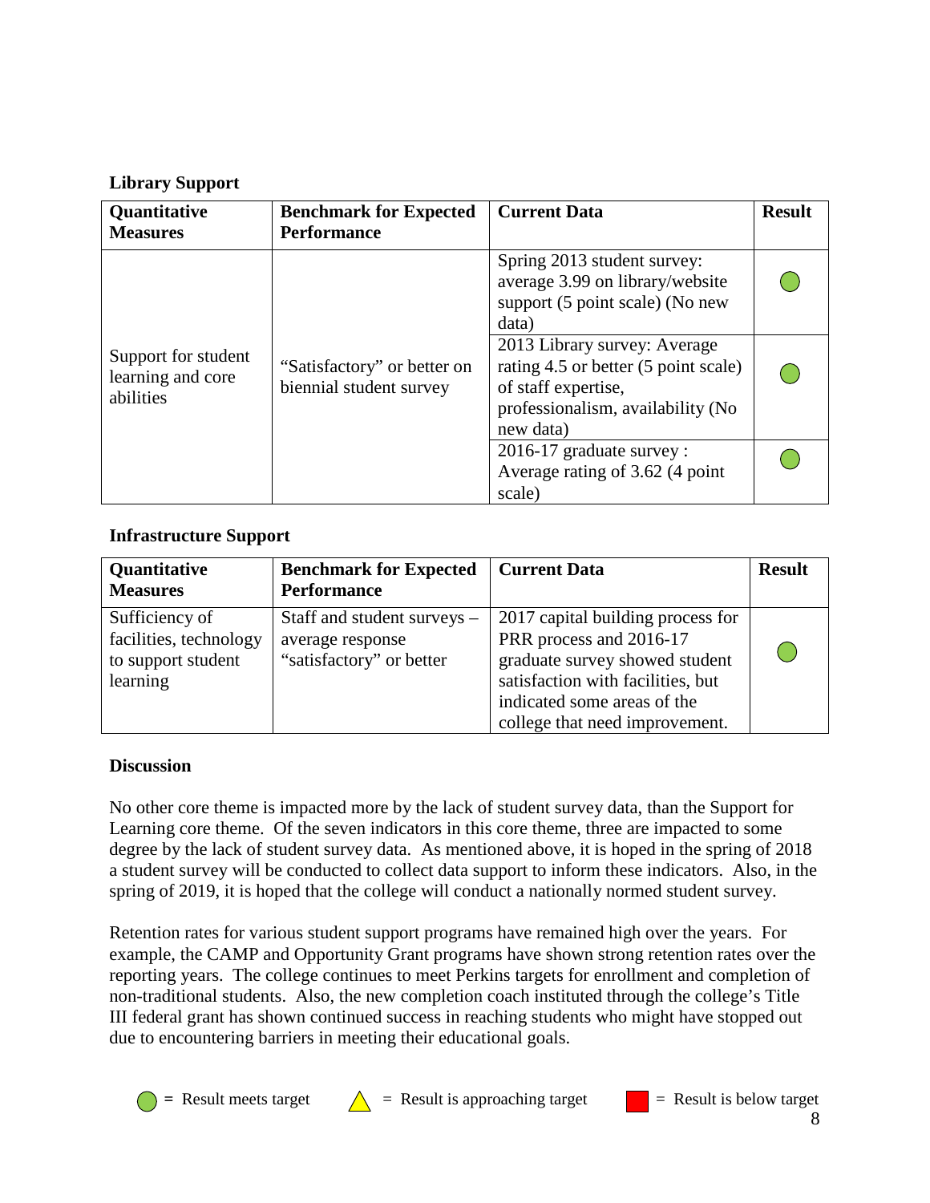**Library Support**

| Quantitative Measures | Benchmark for Expected Performance | Current Data | Result |
|---|---|---|---|
| Support for student learning and core abilities | "Satisfactory" or better on biennial student survey | Spring 2013 student survey: average 3.99 on library/website support (5 point scale) (No new data) | ● |
| | | 2013 Library survey: Average rating 4.5 or better (5 point scale) of staff expertise, professionalism, availability (No new data) | ● |
| | | 2016-17 graduate survey : Average rating of 3.62 (4 point scale) | ● |

**Infrastructure Support**

| Quantitative Measures | Benchmark for Expected Performance | Current Data | Result |
|---|---|---|---|
| Sufficiency of facilities, technology to support student learning | Staff and student surveys – average response "satisfactory" or better | 2017 capital building process for PRR process and 2016-17 graduate survey showed student satisfaction with facilities, but indicated some areas of the college that need improvement. | ● |

**Discussion**

No other core theme is impacted more by the lack of student survey data, than the Support for Learning core theme. Of the seven indicators in this core theme, three are impacted to some degree by the lack of student survey data. As mentioned above, it is hoped in the spring of 2018 a student survey will be conducted to collect data support to inform these indicators. Also, in the spring of 2019, it is hoped that the college will conduct a nationally normed student survey.

Retention rates for various student support programs have remained high over the years. For example, the CAMP and Opportunity Grant programs have shown strong retention rates over the reporting years. The college continues to meet Perkins targets for enrollment and completion of non-traditional students. Also, the new completion coach instituted through the college's Title III federal grant has shown continued success in reaching students who might have stopped out due to encountering barriers in meeting their educational goals.

● = Result meets target ▲ = Result is approaching target ■ = Result is below target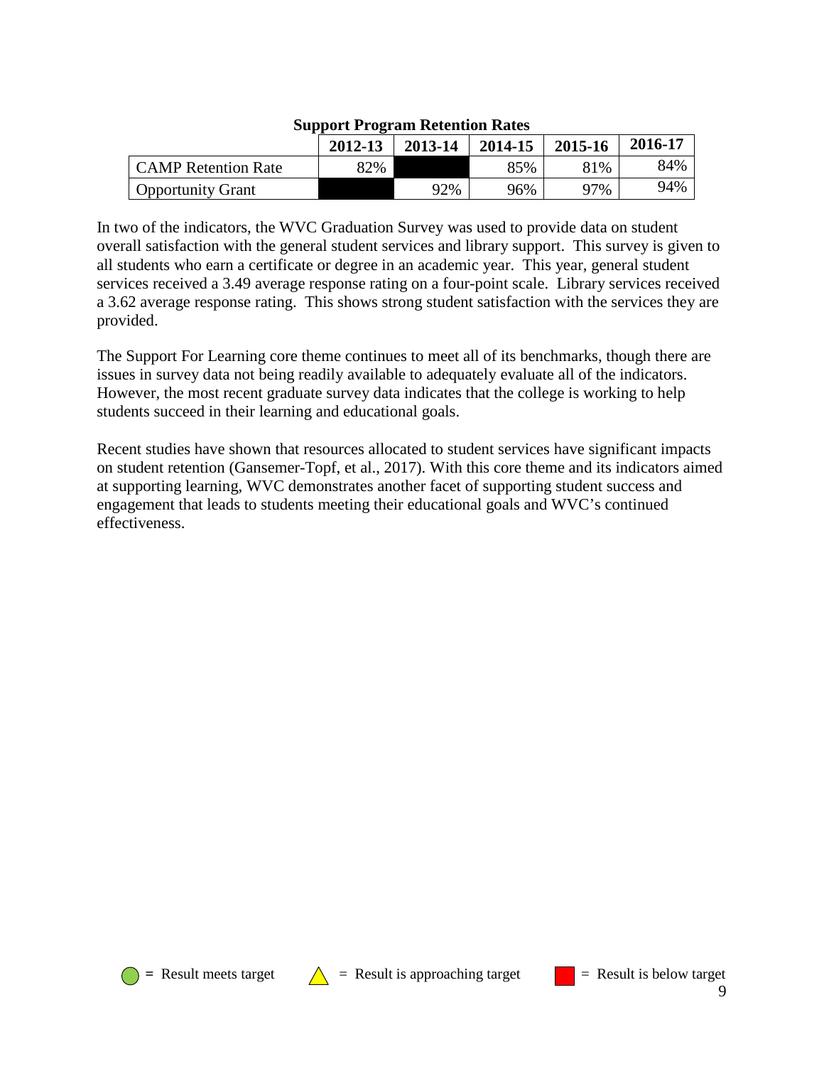**Support Program Retention Rates**

| | 2012-13 | 2013-14 | 2014-15 | 2015-16 | 2016-17 |
|---|---|---|---|---|---|
| CAMP Retention Rate | 82% | | 85% | 81% | 84% |
| Opportunity Grant | | 92% | 96% | 97% | 94% |

In two of the indicators, the WVC Graduation Survey was used to provide data on student overall satisfaction with the general student services and library support. This survey is given to all students who earn a certificate or degree in an academic year. This year, general student services received a 3.49 average response rating on a four-point scale. Library services received a 3.62 average response rating. This shows strong student satisfaction with the services they are provided.

The Support For Learning core theme continues to meet all of its benchmarks, though there are issues in survey data not being readily available to adequately evaluate all of the indicators. However, the most recent graduate survey data indicates that the college is working to help students succeed in their learning and educational goals.

Recent studies have shown that resources allocated to student services have significant impacts on student retention (Gansemer-Topf, et al., 2017). With this core theme and its indicators aimed at supporting learning, WVC demonstrates another facet of supporting student success and engagement that leads to students meeting their educational goals and WVC's continued effectiveness.

= Result meets target   = Result is approaching target   = Result is below target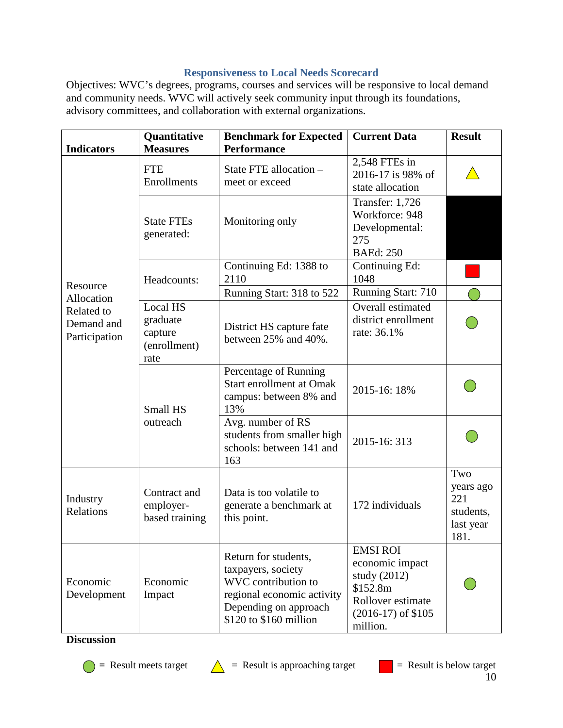## Responsiveness to Local Needs Scorecard

Objectives: WVC's degrees, programs, courses and services will be responsive to local demand and community needs. WVC will actively seek community input through its foundations, advisory committees, and collaboration with external organizations.

| Indicators | Quantitative Measures | Benchmark for Expected Performance | Current Data | Result |
|---|---|---|---|---|
| Resource Allocation Related to Demand and Participation | FTE Enrollments | State FTE allocation – meet or exceed | 2,548 FTEs in 2016-17 is 98% of state allocation | Yellow triangle (approaching target) |
| | State FTEs generated: | Monitoring only | Transfer: 1,726<br>Workforce: 948<br>Developmental: 275<br>BAEd: 250 | Black (no rating) |
| | Headcounts: | Continuing Ed: 1388 to 2110 | Continuing Ed: 1048 | Red square (below target) |
| | | Running Start: 318 to 522 | Running Start: 710 | Green circle (meets target) |
| | Local HS graduate capture (enrollment) rate | District HS capture fate between 25% and 40%. | Overall estimated district enrollment rate: 36.1% | Green circle (meets target) |
| | Small HS outreach | Percentage of Running Start enrollment at Omak campus: between 8% and 13% | 2015-16: 18% | Green circle (meets target) |
| | | Avg. number of RS students from smaller high schools: between 141 and 163 | 2015-16: 313 | Green circle (meets target) |
| Industry Relations | Contract and employer-based training | Data is too volatile to generate a benchmark at this point. | 172 individuals | Two years ago 221 students, last year 181. |
| Economic Development | Economic Impact | Return for students, taxpayers, society WVC contribution to regional economic activity Depending on approach $120 to $160 million | EMSI ROI economic impact study (2012) $152.8m Rollover estimate (2016-17) of $105 million. | Green circle (meets target) |

**Discussion**

Green circle = Result meets target; Yellow triangle = Result is approaching target; Red square = Result is below target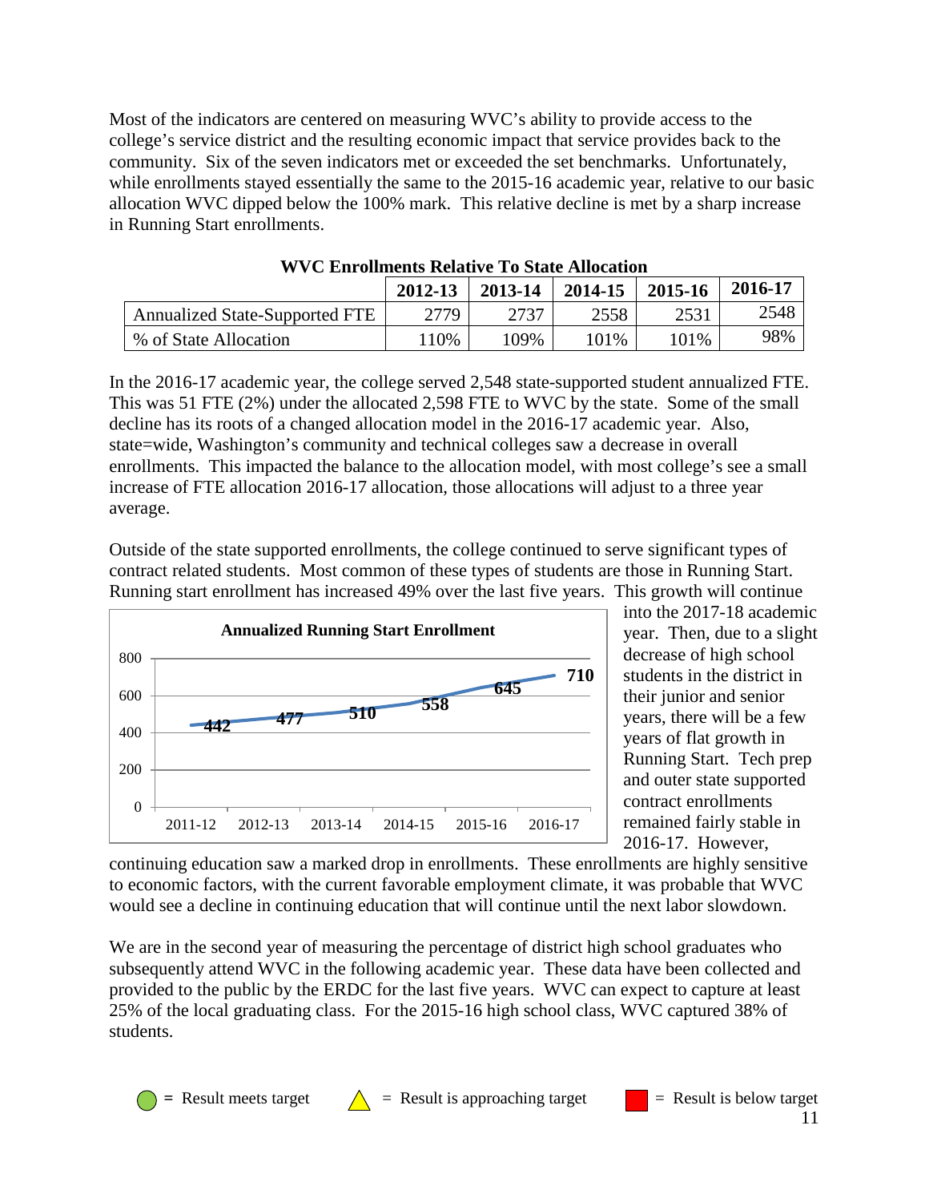Most of the indicators are centered on measuring WVC's ability to provide access to the college's service district and the resulting economic impact that service provides back to the community. Six of the seven indicators met or exceeded the set benchmarks. Unfortunately, while enrollments stayed essentially the same to the 2015-16 academic year, relative to our basic allocation WVC dipped below the 100% mark. This relative decline is met by a sharp increase in Running Start enrollments.

**WVC Enrollments Relative To State Allocation**

| | 2012-13 | 2013-14 | 2014-15 | 2015-16 | 2016-17 |
|---|---|---|---|---|---|
| Annualized State-Supported FTE | 2779 | 2737 | 2558 | 2531 | 2548 |
| % of State Allocation | 110% | 109% | 101% | 101% | 98% |

In the 2016-17 academic year, the college served 2,548 state-supported student annualized FTE. This was 51 FTE (2%) under the allocated 2,598 FTE to WVC by the state. Some of the small decline has its roots of a changed allocation model in the 2016-17 academic year. Also, state=wide, Washington's community and technical colleges saw a decrease in overall enrollments. This impacted the balance to the allocation model, with most college's see a small increase of FTE allocation 2016-17 allocation, those allocations will adjust to a three year average.

Outside of the state supported enrollments, the college continued to serve significant types of contract related students. Most common of these types of students are those in Running Start. Running start enrollment has increased 49% over the last five years. This growth will continue into the 2017-18 academic year. Then, due to a slight decrease of high school students in the district in their junior and senior years, there will be a few years of flat growth in Running Start. Tech prep and outer state supported contract enrollments remained fairly stable in 2016-17. However, continuing education saw a marked drop in enrollments. These enrollments are highly sensitive to economic factors, with the current favorable employment climate, it was probable that WVC would see a decline in continuing education that will continue until the next labor slowdown.

**Annualized Running Start Enrollment**

| 2011-12 | 2012-13 | 2013-14 | 2014-15 | 2015-16 | 2016-17 |
|---|---|---|---|---|---|
| 442 | 477 | 510 | 558 | 645 | 710 |

We are in the second year of measuring the percentage of district high school graduates who subsequently attend WVC in the following academic year. These data have been collected and provided to the public by the ERDC for the last five years. WVC can expect to capture at least 25% of the local graduating class. For the 2015-16 high school class, WVC captured 38% of students.

= Result meets target = Result is approaching target = Result is below target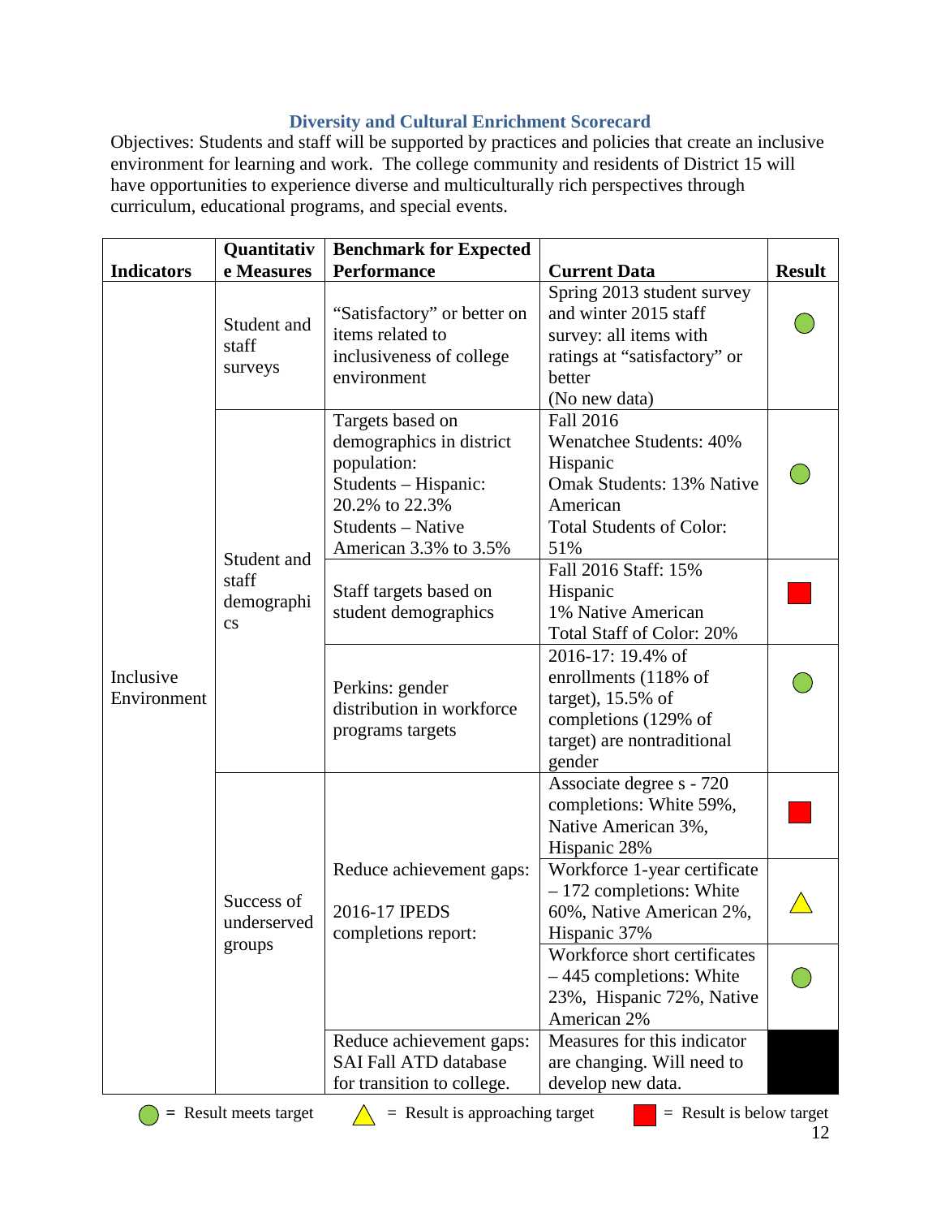## Diversity and Cultural Enrichment Scorecard

Objectives: Students and staff will be supported by practices and policies that create an inclusive environment for learning and work. The college community and residents of District 15 will have opportunities to experience diverse and multiculturally rich perspectives through curriculum, educational programs, and special events.

| Indicators | Quantitative Measures | Benchmark for Expected Performance | Current Data | Result |
|---|---|---|---|---|
| Inclusive Environment | Student and staff surveys | "Satisfactory" or better on items related to inclusiveness of college environment | Spring 2013 student survey and winter 2015 staff survey: all items with ratings at "satisfactory" or better (No new data) | Green circle |
| | Student and staff demographics | Targets based on demographics in district population: Students – Hispanic: 20.2% to 22.3% Students – Native American 3.3% to 3.5% | Fall 2016 Wenatchee Students: 40% Hispanic Omak Students: 13% Native American Total Students of Color: 51% | Green circle |
| | | Staff targets based on student demographics | Fall 2016 Staff: 15% Hispanic 1% Native American Total Staff of Color: 20% | Red square |
| | | Perkins: gender distribution in workforce programs targets | 2016-17: 19.4% of enrollments (118% of target), 15.5% of completions (129% of target) are nontraditional gender | Green circle |
| | Success of underserved groups | Reduce achievement gaps: 2016-17 IPEDS completions report: | Associate degree s - 720 completions: White 59%, Native American 3%, Hispanic 28% | Red square |
| | | | Workforce 1-year certificate – 172 completions: White 60%, Native American 2%, Hispanic 37% | Yellow triangle |
| | | | Workforce short certificates – 445 completions: White 23%, Hispanic 72%, Native American 2% | Green circle |
| | | Reduce achievement gaps: SAI Fall ATD database for transition to college. | Measures for this indicator are changing. Will need to develop new data. | Black |

Green circle = Result meets target    Yellow triangle = Result is approaching target    Red square = Result is below target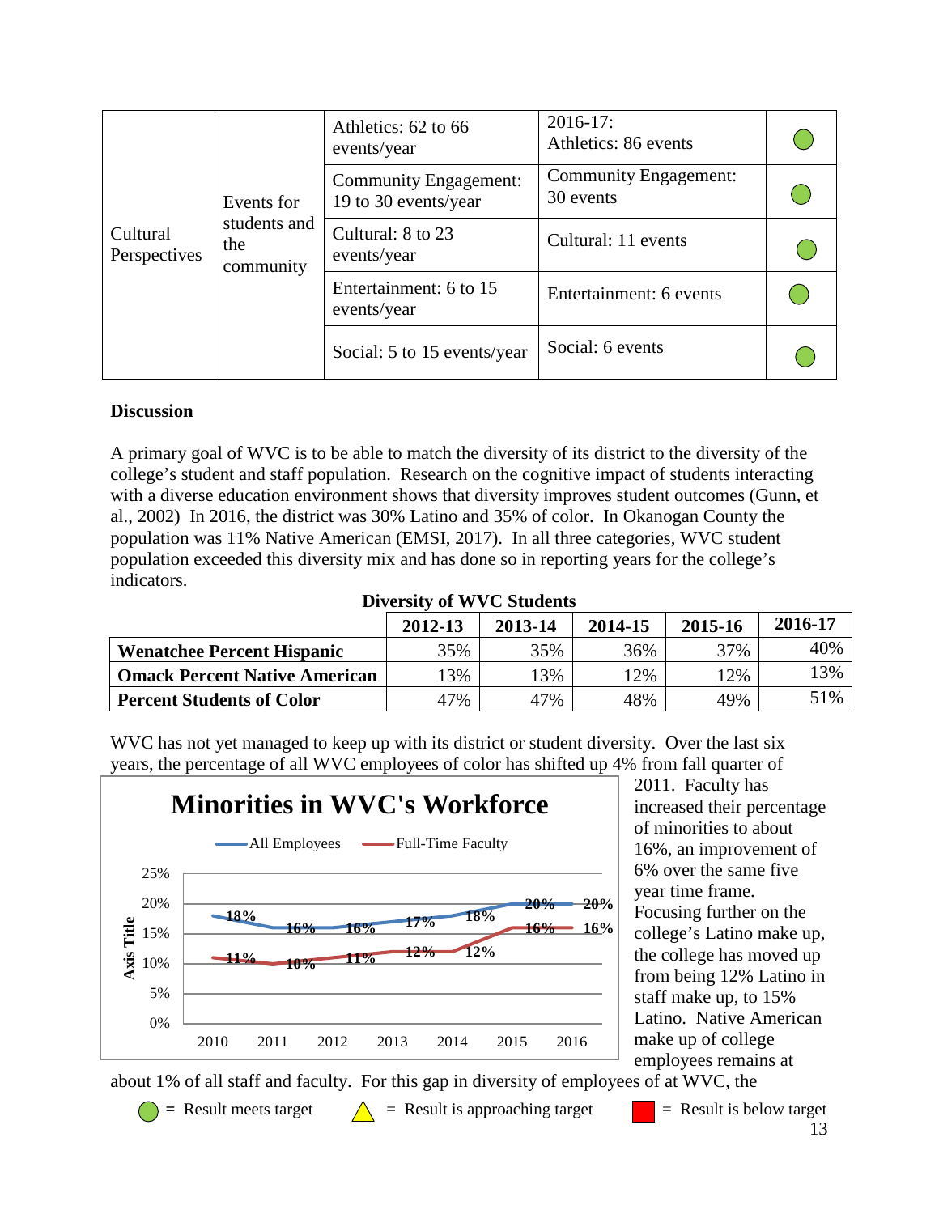| | | | | |
|---|---|---|---|---|
| Cultural Perspectives | Events for students and the community | Athletics: 62 to 66 events/year | 2016-17: Athletics: 86 events | ● |
| | | Community Engagement: 19 to 30 events/year | Community Engagement: 30 events | ● |
| | | Cultural: 8 to 23 events/year | Cultural: 11 events | ● |
| | | Entertainment: 6 to 15 events/year | Entertainment: 6 events | ● |
| | | Social: 5 to 15 events/year | Social: 6 events | ● |

**Discussion**

A primary goal of WVC is to be able to match the diversity of its district to the diversity of the college's student and staff population. Research on the cognitive impact of students interacting with a diverse education environment shows that diversity improves student outcomes (Gunn, et al., 2002) In 2016, the district was 30% Latino and 35% of color. In Okanogan County the population was 11% Native American (EMSI, 2017). In all three categories, WVC student population exceeded this diversity mix and has done so in reporting years for the college's indicators.

**Diversity of WVC Students**

| | 2012-13 | 2013-14 | 2014-15 | 2015-16 | 2016-17 |
|---|---|---|---|---|---|
| **Wenatchee Percent Hispanic** | 35% | 35% | 36% | 37% | 40% |
| **Omack Percent Native American** | 13% | 13% | 12% | 12% | 13% |
| **Percent Students of Color** | 47% | 47% | 48% | 49% | 51% |

WVC has not yet managed to keep up with its district or student diversity. Over the last six years, the percentage of all WVC employees of color has shifted up 4% from fall quarter of 2011. Faculty has increased their percentage of minorities to about 16%, an improvement of 6% over the same five year time frame. Focusing further on the college's Latino make up, the college has moved up from being 12% Latino in staff make up, to 15% Latino. Native American make up of college employees remains at about 1% of all staff and faculty. For this gap in diversity of employees of at WVC, the

**Minorities in WVC's Workforce**

| Year | All Employees | Full-Time Faculty |
|---|---|---|
| 2010 | 18% | 11% |
| 2011 | 16% | 10% |
| 2012 | 16% | 11% |
| 2013 | 17% | 12% |
| 2014 | 18% | 12% |
| 2015 | 20% | 16% |
| 2016 | 20% | 16% |

● = Result meets target △ = Result is approaching target ■ = Result is below target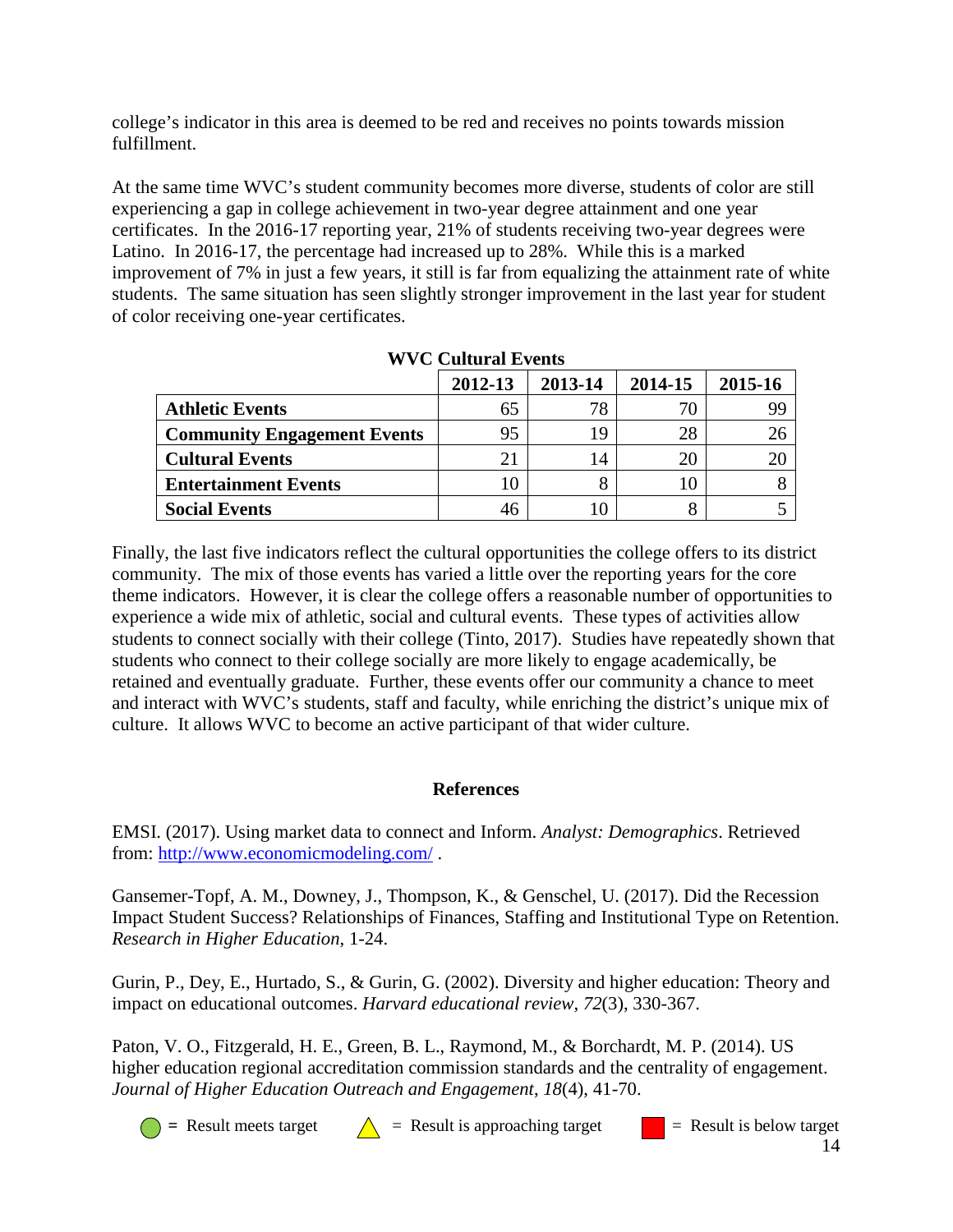college's indicator in this area is deemed to be red and receives no points towards mission fulfillment.

At the same time WVC's student community becomes more diverse, students of color are still experiencing a gap in college achievement in two-year degree attainment and one year certificates. In the 2016-17 reporting year, 21% of students receiving two-year degrees were Latino. In 2016-17, the percentage had increased up to 28%. While this is a marked improvement of 7% in just a few years, it still is far from equalizing the attainment rate of white students. The same situation has seen slightly stronger improvement in the last year for student of color receiving one-year certificates.

**WVC Cultural Events**

| | 2012-13 | 2013-14 | 2014-15 | 2015-16 |
|---|---|---|---|---|
| **Athletic Events** | 65 | 78 | 70 | 99 |
| **Community Engagement Events** | 95 | 19 | 28 | 26 |
| **Cultural Events** | 21 | 14 | 20 | 20 |
| **Entertainment Events** | 10 | 8 | 10 | 8 |
| **Social Events** | 46 | 10 | 8 | 5 |

Finally, the last five indicators reflect the cultural opportunities the college offers to its district community. The mix of those events has varied a little over the reporting years for the core theme indicators. However, it is clear the college offers a reasonable number of opportunities to experience a wide mix of athletic, social and cultural events. These types of activities allow students to connect socially with their college (Tinto, 2017). Studies have repeatedly shown that students who connect to their college socially are more likely to engage academically, be retained and eventually graduate. Further, these events offer our community a chance to meet and interact with WVC's students, staff and faculty, while enriching the district's unique mix of culture. It allows WVC to become an active participant of that wider culture.

## References

EMSI. (2017). Using market data to connect and Inform. *Analyst: Demographics*. Retrieved from: http://www.economicmodeling.com/ .

Gansemer-Topf, A. M., Downey, J., Thompson, K., & Genschel, U. (2017). Did the Recession Impact Student Success? Relationships of Finances, Staffing and Institutional Type on Retention. *Research in Higher Education*, 1-24.

Gurin, P., Dey, E., Hurtado, S., & Gurin, G. (2002). Diversity and higher education: Theory and impact on educational outcomes. *Harvard educational review*, *72*(3), 330-367.

Paton, V. O., Fitzgerald, H. E., Green, B. L., Raymond, M., & Borchardt, M. P. (2014). US higher education regional accreditation commission standards and the centrality of engagement. *Journal of Higher Education Outreach and Engagement*, *18*(4), 41-70.

● = Result meets target　　△ = Result is approaching target　　■ = Result is below target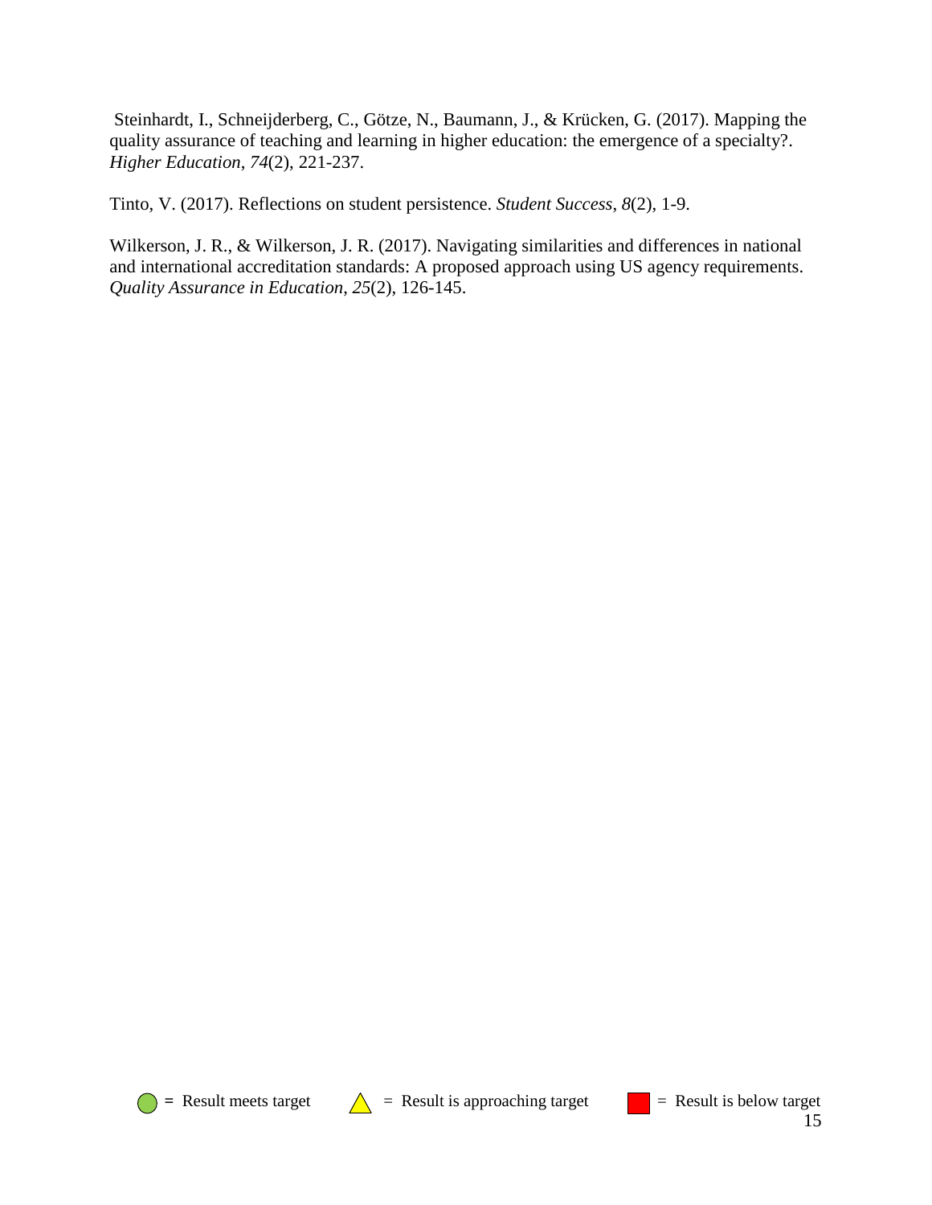Steinhardt, I., Schneijderberg, C., Götze, N., Baumann, J., & Krücken, G. (2017). Mapping the quality assurance of teaching and learning in higher education: the emergence of a specialty?. *Higher Education*, *74*(2), 221-237.

Tinto, V. (2017). Reflections on student persistence. *Student Success*, *8*(2), 1-9.

Wilkerson, J. R., & Wilkerson, J. R. (2017). Navigating similarities and differences in national and international accreditation standards: A proposed approach using US agency requirements. *Quality Assurance in Education*, *25*(2), 126-145.